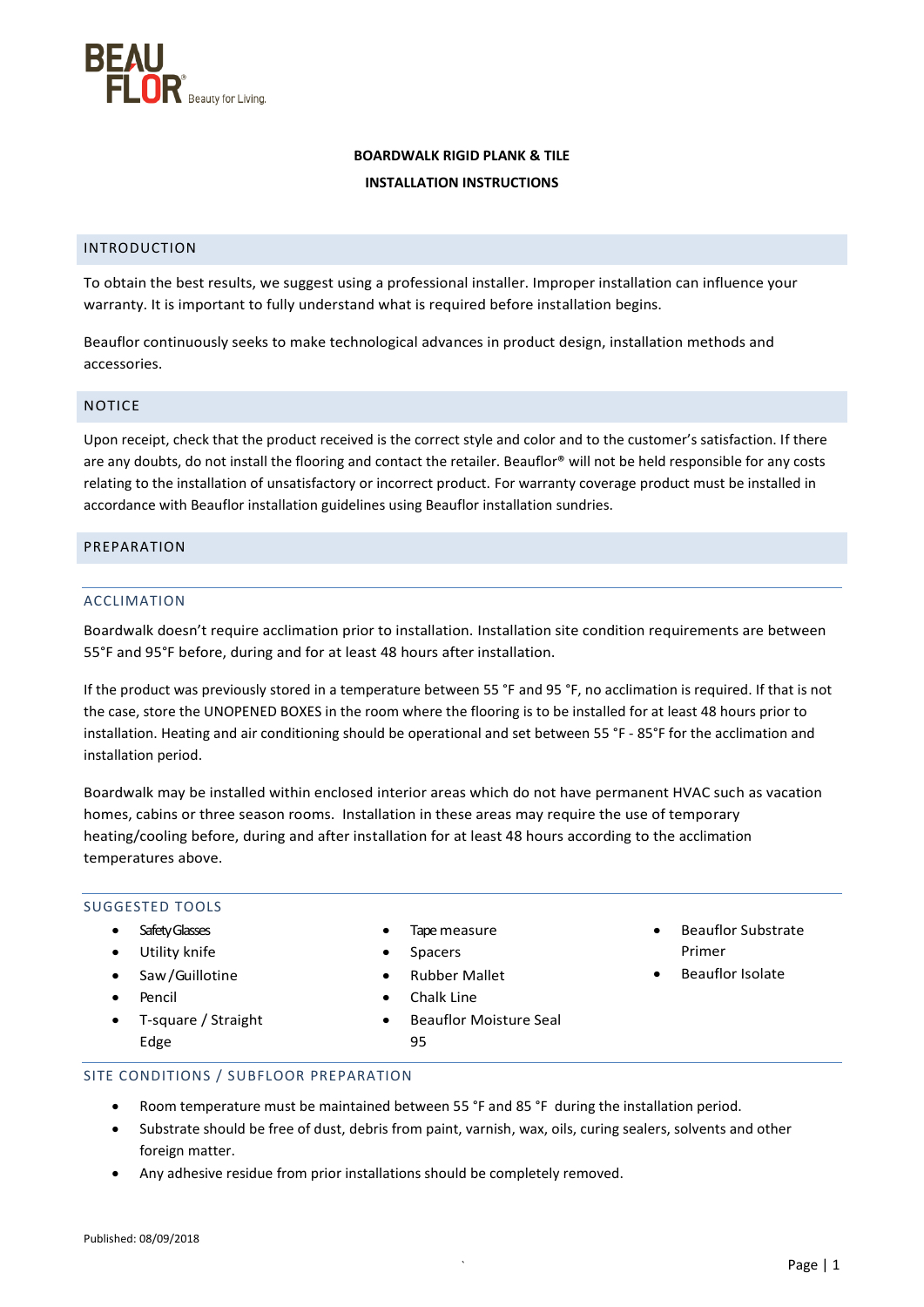BEAU FLOR® Beauty for Living.

# BOARDWALK RIGID PLANK & TILE

# INSTALLATION INSTRUCTIONS

## INTRODUCTION

To obtain the best results, we suggest using a professional installer. Improper installation can influence your warranty. It is important to fully understand what is required before installation begins.

Beauflor continuously seeks to make technological advances in product design, installation methods and accessories.

## NOTICE

Upon receipt, check that the product received is the correct style and color and to the customer's satisfaction. If there are any doubts, do not install the flooring and contact the retailer. Beauflor® will not be held responsible for any costs relating to the installation of unsatisfactory or incorrect product. For warranty coverage product must be installed in accordance with Beauflor installation guidelines using Beauflor installation sundries.

## PREPARATION

### ACCLIMATION

Boardwalk doesn't require acclimation prior to installation. Installation site condition requirements are between 55°F and 95°F before, during and for at least 48 hours after installation.

If the product was previously stored in a temperature between 55 °F and 95 °F, no acclimation is required. If that is not the case, store the UNOPENED BOXES in the room where the flooring is to be installed for at least 48 hours prior to installation. Heating and air conditioning should be operational and set between 55 °F - 85°F for the acclimation and installation period.

Boardwalk may be installed within enclosed interior areas which do not have permanent HVAC such as vacation homes, cabins or three season rooms. Installation in these areas may require the use of temporary heating/cooling before, during and after installation for at least 48 hours according to the acclimation temperatures above.

### SUGGESTED TOOLS

- Safety Glasses
- Utility knife
- Saw/Guillotine
- Pencil
- T-square / Straight Edge
- Tape measure
- Spacers
- Rubber Mallet
- Chalk Line
- Beauflor Moisture Seal 95
- Beauflor Substrate Primer
- Beauflor Isolate

### SITE CONDITIONS / SUBFLOOR PREPARATION

- Room temperature must be maintained between 55 °F and 85 °F during the installation period.
- Substrate should be free of dust, debris from paint, varnish, wax, oils, curing sealers, solvents and other foreign matter.
- Any adhesive residue from prior installations should be completely removed.

Published: 08/09/2018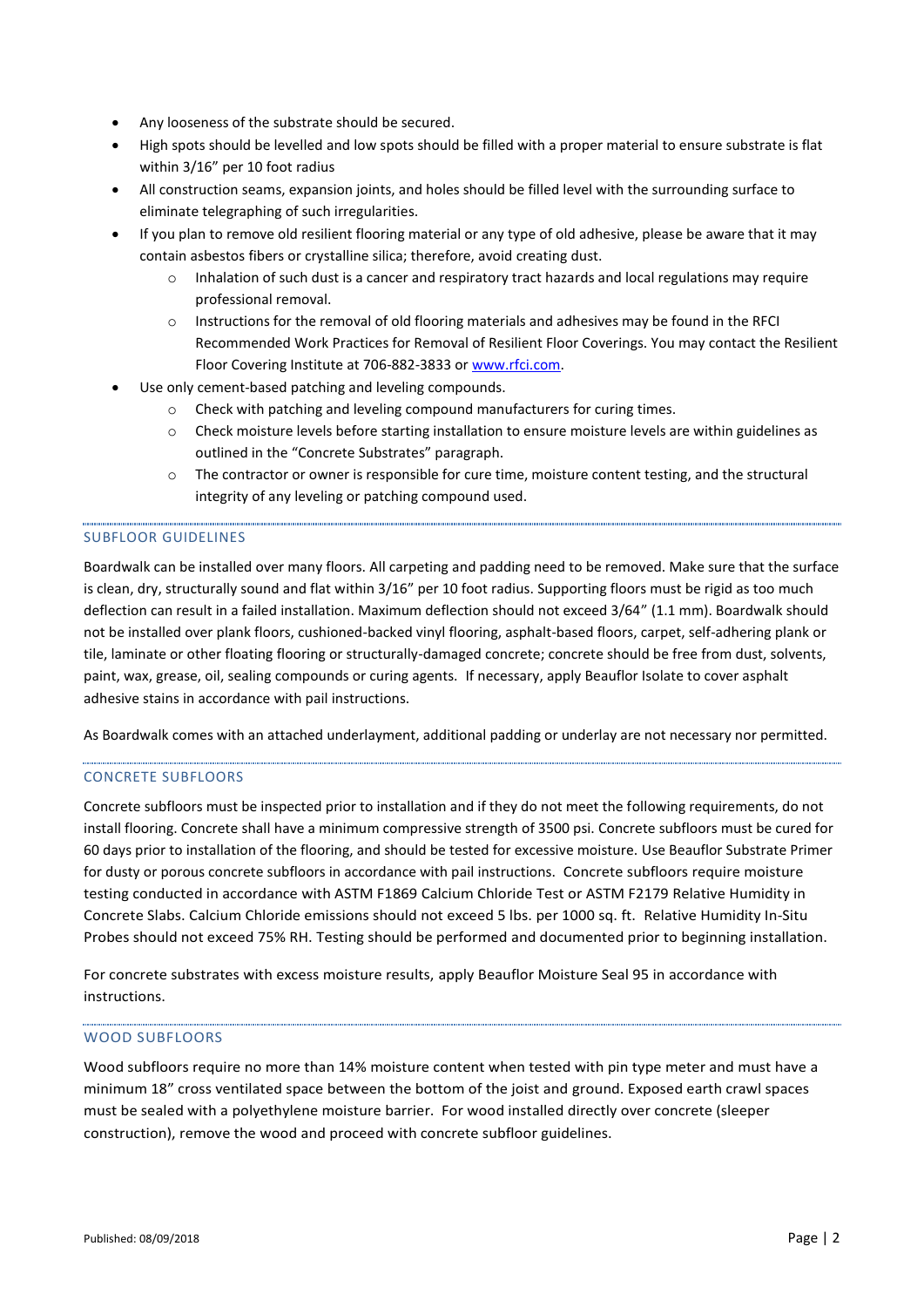- Any looseness of the substrate should be secured.
- High spots should be levelled and low spots should be filled with a proper material to ensure substrate is flat within 3/16" per 10 foot radius
- All construction seams, expansion joints, and holes should be filled level with the surrounding surface to eliminate telegraphing of such irregularities.
- If you plan to remove old resilient flooring material or any type of old adhesive, please be aware that it may contain asbestos fibers or crystalline silica; therefore, avoid creating dust.
  - Inhalation of such dust is a cancer and respiratory tract hazards and local regulations may require professional removal.
  - Instructions for the removal of old flooring materials and adhesives may be found in the RFCI Recommended Work Practices for Removal of Resilient Floor Coverings. You may contact the Resilient Floor Covering Institute at 706-882-3833 or [www.rfci.com](http://www.rfci.com).
- Use only cement-based patching and leveling compounds.
  - Check with patching and leveling compound manufacturers for curing times.
  - Check moisture levels before starting installation to ensure moisture levels are within guidelines as outlined in the "Concrete Substrates" paragraph.
  - The contractor or owner is responsible for cure time, moisture content testing, and the structural integrity of any leveling or patching compound used.

## SUBFLOOR GUIDELINES

Boardwalk can be installed over many floors. All carpeting and padding need to be removed. Make sure that the surface is clean, dry, structurally sound and flat within 3/16" per 10 foot radius. Supporting floors must be rigid as too much deflection can result in a failed installation. Maximum deflection should not exceed 3/64" (1.1 mm). Boardwalk should not be installed over plank floors, cushioned-backed vinyl flooring, asphalt-based floors, carpet, self-adhering plank or tile, laminate or other floating flooring or structurally-damaged concrete; concrete should be free from dust, solvents, paint, wax, grease, oil, sealing compounds or curing agents. If necessary, apply Beauflor Isolate to cover asphalt adhesive stains in accordance with pail instructions.

As Boardwalk comes with an attached underlayment, additional padding or underlay are not necessary nor permitted.

## CONCRETE SUBFLOORS

Concrete subfloors must be inspected prior to installation and if they do not meet the following requirements, do not install flooring. Concrete shall have a minimum compressive strength of 3500 psi. Concrete subfloors must be cured for 60 days prior to installation of the flooring, and should be tested for excessive moisture. Use Beauflor Substrate Primer for dusty or porous concrete subfloors in accordance with pail instructions. Concrete subfloors require moisture testing conducted in accordance with ASTM F1869 Calcium Chloride Test or ASTM F2179 Relative Humidity in Concrete Slabs. Calcium Chloride emissions should not exceed 5 lbs. per 1000 sq. ft. Relative Humidity In-Situ Probes should not exceed 75% RH. Testing should be performed and documented prior to beginning installation.

For concrete substrates with excess moisture results, apply Beauflor Moisture Seal 95 in accordance with instructions.

## WOOD SUBFLOORS

Wood subfloors require no more than 14% moisture content when tested with pin type meter and must have a minimum 18" cross ventilated space between the bottom of the joist and ground. Exposed earth crawl spaces must be sealed with a polyethylene moisture barrier. For wood installed directly over concrete (sleeper construction), remove the wood and proceed with concrete subfloor guidelines.

Published: 08/09/2018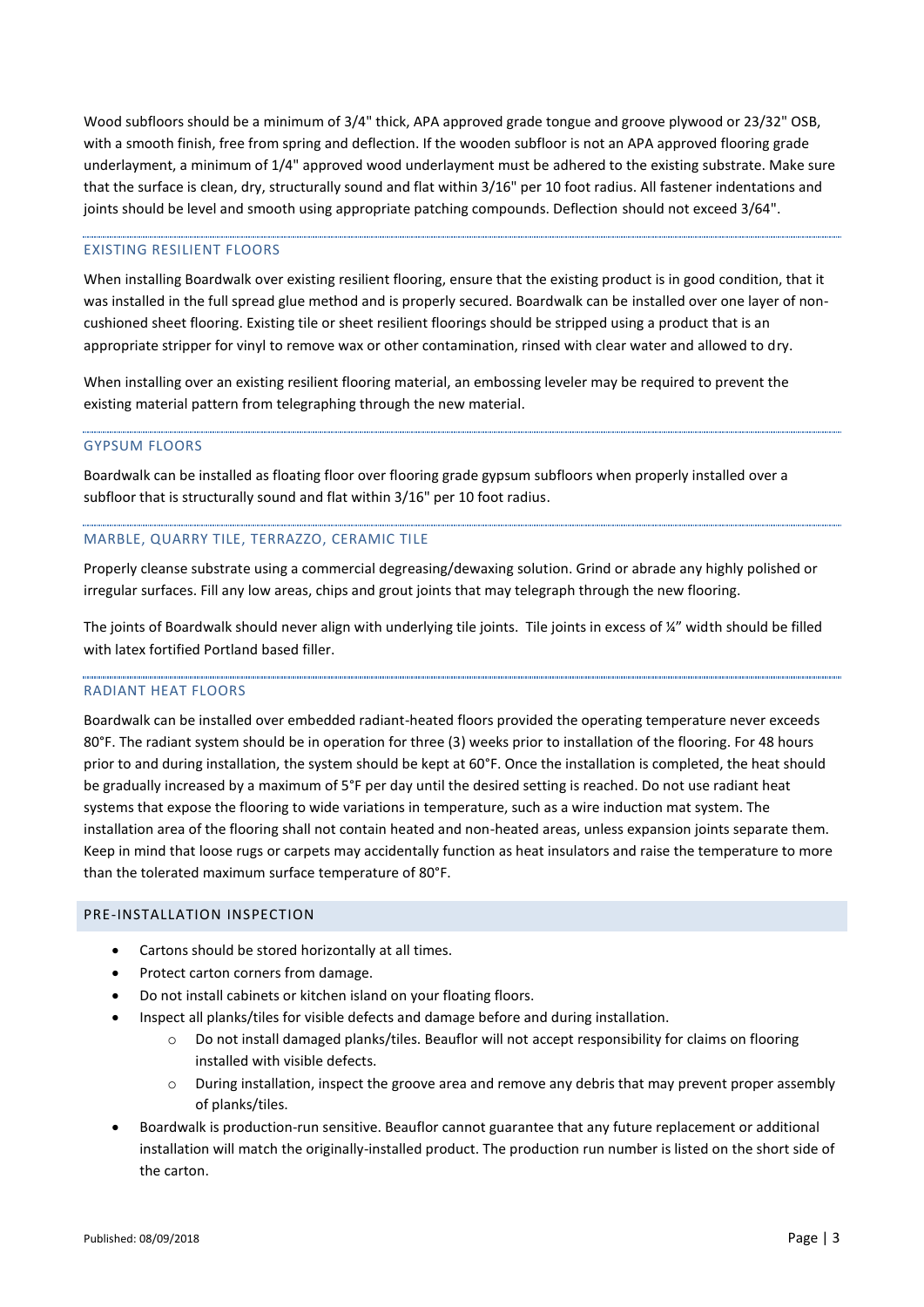Wood subfloors should be a minimum of 3/4" thick, APA approved grade tongue and groove plywood or 23/32" OSB, with a smooth finish, free from spring and deflection. If the wooden subfloor is not an APA approved flooring grade underlayment, a minimum of 1/4" approved wood underlayment must be adhered to the existing substrate. Make sure that the surface is clean, dry, structurally sound and flat within 3/16" per 10 foot radius. All fastener indentations and joints should be level and smooth using appropriate patching compounds. Deflection should not exceed 3/64".

### EXISTING RESILIENT FLOORS

When installing Boardwalk over existing resilient flooring, ensure that the existing product is in good condition, that it was installed in the full spread glue method and is properly secured. Boardwalk can be installed over one layer of non-cushioned sheet flooring. Existing tile or sheet resilient floorings should be stripped using a product that is an appropriate stripper for vinyl to remove wax or other contamination, rinsed with clear water and allowed to dry.

When installing over an existing resilient flooring material, an embossing leveler may be required to prevent the existing material pattern from telegraphing through the new material.

### GYPSUM FLOORS

Boardwalk can be installed as floating floor over flooring grade gypsum subfloors when properly installed over a subfloor that is structurally sound and flat within 3/16" per 10 foot radius.

### MARBLE, QUARRY TILE, TERRAZZO, CERAMIC TILE

Properly cleanse substrate using a commercial degreasing/dewaxing solution. Grind or abrade any highly polished or irregular surfaces. Fill any low areas, chips and grout joints that may telegraph through the new flooring.

The joints of Boardwalk should never align with underlying tile joints. Tile joints in excess of ¼" width should be filled with latex fortified Portland based filler.

### RADIANT HEAT FLOORS

Boardwalk can be installed over embedded radiant-heated floors provided the operating temperature never exceeds 80°F. The radiant system should be in operation for three (3) weeks prior to installation of the flooring. For 48 hours prior to and during installation, the system should be kept at 60°F. Once the installation is completed, the heat should be gradually increased by a maximum of 5°F per day until the desired setting is reached. Do not use radiant heat systems that expose the flooring to wide variations in temperature, such as a wire induction mat system. The installation area of the flooring shall not contain heated and non-heated areas, unless expansion joints separate them. Keep in mind that loose rugs or carpets may accidentally function as heat insulators and raise the temperature to more than the tolerated maximum surface temperature of 80°F.

## PRE-INSTALLATION INSPECTION

- Cartons should be stored horizontally at all times.
- Protect carton corners from damage.
- Do not install cabinets or kitchen island on your floating floors.
- Inspect all planks/tiles for visible defects and damage before and during installation.
  - Do not install damaged planks/tiles. Beauflor will not accept responsibility for claims on flooring installed with visible defects.
  - During installation, inspect the groove area and remove any debris that may prevent proper assembly of planks/tiles.
- Boardwalk is production-run sensitive. Beauflor cannot guarantee that any future replacement or additional installation will match the originally-installed product. The production run number is listed on the short side of the carton.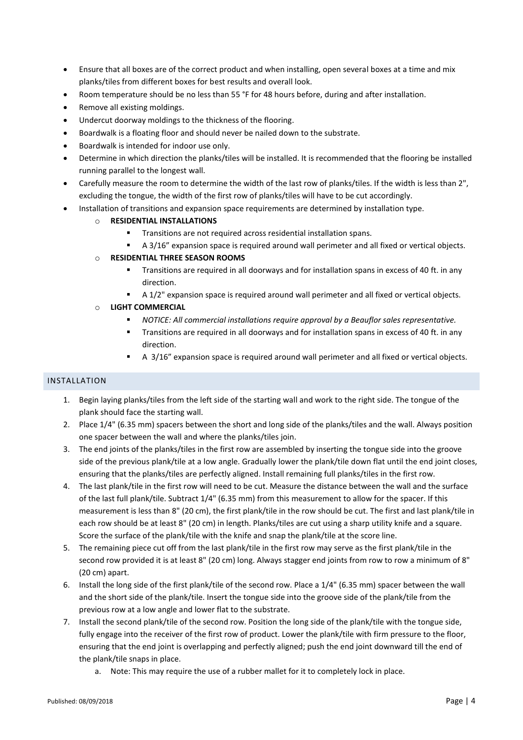- Ensure that all boxes are of the correct product and when installing, open several boxes at a time and mix planks/tiles from different boxes for best results and overall look.
- Room temperature should be no less than 55 °F for 48 hours before, during and after installation.
- Remove all existing moldings.
- Undercut doorway moldings to the thickness of the flooring.
- Boardwalk is a floating floor and should never be nailed down to the substrate.
- Boardwalk is intended for indoor use only.
- Determine in which direction the planks/tiles will be installed. It is recommended that the flooring be installed running parallel to the longest wall.
- Carefully measure the room to determine the width of the last row of planks/tiles. If the width is less than 2", excluding the tongue, the width of the first row of planks/tiles will have to be cut accordingly.
- Installation of transitions and expansion space requirements are determined by installation type.
    - **RESIDENTIAL INSTALLATIONS**
        - Transitions are not required across residential installation spans.
        - A 3/16" expansion space is required around wall perimeter and all fixed or vertical objects.
    - **RESIDENTIAL THREE SEASON ROOMS**
        - Transitions are required in all doorways and for installation spans in excess of 40 ft. in any direction.
        - A 1/2" expansion space is required around wall perimeter and all fixed or vertical objects.
    - **LIGHT COMMERCIAL**
        - *NOTICE: All commercial installations require approval by a Beauflor sales representative.*
        - Transitions are required in all doorways and for installation spans in excess of 40 ft. in any direction.
        - A 3/16" expansion space is required around wall perimeter and all fixed or vertical objects.

## INSTALLATION

1. Begin laying planks/tiles from the left side of the starting wall and work to the right side. The tongue of the plank should face the starting wall.
2. Place 1/4" (6.35 mm) spacers between the short and long side of the planks/tiles and the wall. Always position one spacer between the wall and where the planks/tiles join.
3. The end joints of the planks/tiles in the first row are assembled by inserting the tongue side into the groove side of the previous plank/tile at a low angle. Gradually lower the plank/tile down flat until the end joint closes, ensuring that the planks/tiles are perfectly aligned. Install remaining full planks/tiles in the first row.
4. The last plank/tile in the first row will need to be cut. Measure the distance between the wall and the surface of the last full plank/tile. Subtract 1/4" (6.35 mm) from this measurement to allow for the spacer. If this measurement is less than 8" (20 cm), the first plank/tile in the row should be cut. The first and last plank/tile in each row should be at least 8" (20 cm) in length. Planks/tiles are cut using a sharp utility knife and a square. Score the surface of the plank/tile with the knife and snap the plank/tile at the score line.
5. The remaining piece cut off from the last plank/tile in the first row may serve as the first plank/tile in the second row provided it is at least 8" (20 cm) long. Always stagger end joints from row to row a minimum of 8" (20 cm) apart.
6. Install the long side of the first plank/tile of the second row. Place a 1/4" (6.35 mm) spacer between the wall and the short side of the plank/tile. Insert the tongue side into the groove side of the plank/tile from the previous row at a low angle and lower flat to the substrate.
7. Install the second plank/tile of the second row. Position the long side of the plank/tile with the tongue side, fully engage into the receiver of the first row of product. Lower the plank/tile with firm pressure to the floor, ensuring that the end joint is overlapping and perfectly aligned; push the end joint downward till the end of the plank/tile snaps in place.
    a. Note: This may require the use of a rubber mallet for it to completely lock in place.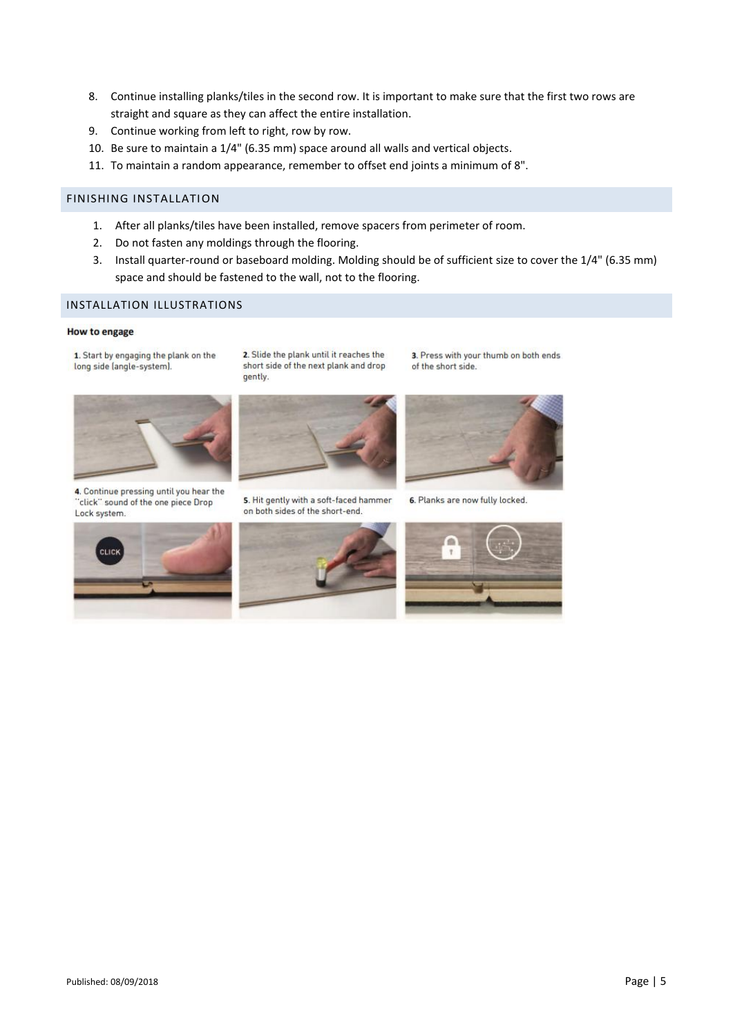8. Continue installing planks/tiles in the second row. It is important to make sure that the first two rows are straight and square as they can affect the entire installation.
9. Continue working from left to right, row by row.
10. Be sure to maintain a 1/4" (6.35 mm) space around all walls and vertical objects.
11. To maintain a random appearance, remember to offset end joints a minimum of 8".

## FINISHING INSTALLATION

1. After all planks/tiles have been installed, remove spacers from perimeter of room.
2. Do not fasten any moldings through the flooring.
3. Install quarter-round or baseboard molding. Molding should be of sufficient size to cover the 1/4" (6.35 mm) space and should be fastened to the wall, not to the flooring.

## INSTALLATION ILLUSTRATIONS

**How to engage**

**1.** Start by engaging the plank on the long side (angle-system).

**2.** Slide the plank until it reaches the short side of the next plank and drop gently.

**3.** Press with your thumb on both ends of the short side.

**4.** Continue pressing until you hear the "click" sound of the one piece Drop Lock system.

**5.** Hit gently with a soft-faced hammer on both sides of the short-end.

**6.** Planks are now fully locked.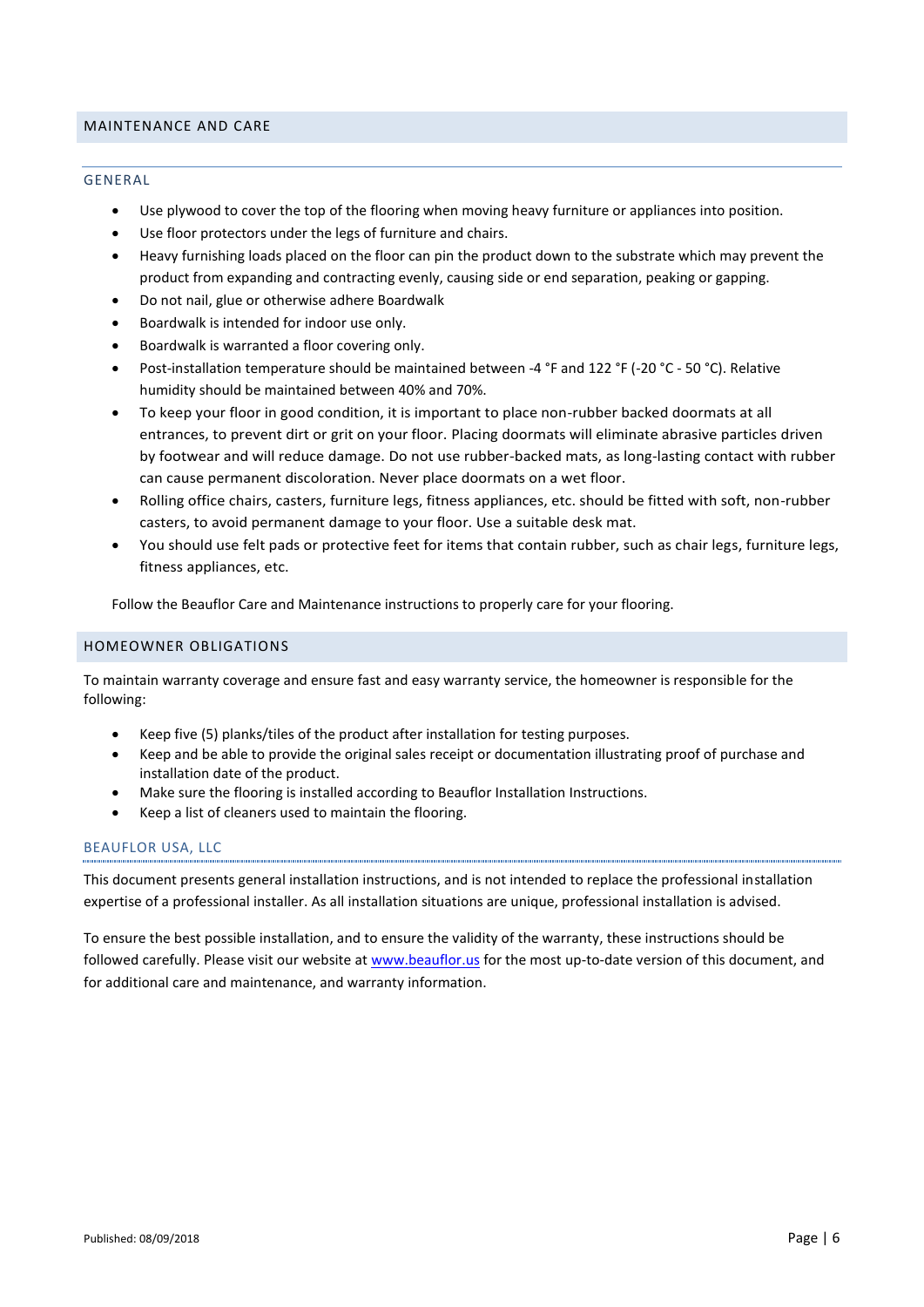## MAINTENANCE AND CARE

### GENERAL

- Use plywood to cover the top of the flooring when moving heavy furniture or appliances into position.
- Use floor protectors under the legs of furniture and chairs.
- Heavy furnishing loads placed on the floor can pin the product down to the substrate which may prevent the product from expanding and contracting evenly, causing side or end separation, peaking or gapping.
- Do not nail, glue or otherwise adhere Boardwalk
- Boardwalk is intended for indoor use only.
- Boardwalk is warranted a floor covering only.
- Post-installation temperature should be maintained between -4 °F and 122 °F (-20 °C - 50 °C). Relative humidity should be maintained between 40% and 70%.
- To keep your floor in good condition, it is important to place non-rubber backed doormats at all entrances, to prevent dirt or grit on your floor. Placing doormats will eliminate abrasive particles driven by footwear and will reduce damage. Do not use rubber-backed mats, as long-lasting contact with rubber can cause permanent discoloration. Never place doormats on a wet floor.
- Rolling office chairs, casters, furniture legs, fitness appliances, etc. should be fitted with soft, non-rubber casters, to avoid permanent damage to your floor. Use a suitable desk mat.
- You should use felt pads or protective feet for items that contain rubber, such as chair legs, furniture legs, fitness appliances, etc.

Follow the Beauflor Care and Maintenance instructions to properly care for your flooring.

## HOMEOWNER OBLIGATIONS

To maintain warranty coverage and ensure fast and easy warranty service, the homeowner is responsible for the following:

- Keep five (5) planks/tiles of the product after installation for testing purposes.
- Keep and be able to provide the original sales receipt or documentation illustrating proof of purchase and installation date of the product.
- Make sure the flooring is installed according to Beauflor Installation Instructions.
- Keep a list of cleaners used to maintain the flooring.

### BEAUFLOR USA, LLC

This document presents general installation instructions, and is not intended to replace the professional installation expertise of a professional installer. As all installation situations are unique, professional installation is advised.

To ensure the best possible installation, and to ensure the validity of the warranty, these instructions should be followed carefully. Please visit our website at [www.beauflor.us](http://www.beauflor.us) for the most up-to-date version of this document, and for additional care and maintenance, and warranty information.

Published: 08/09/2018